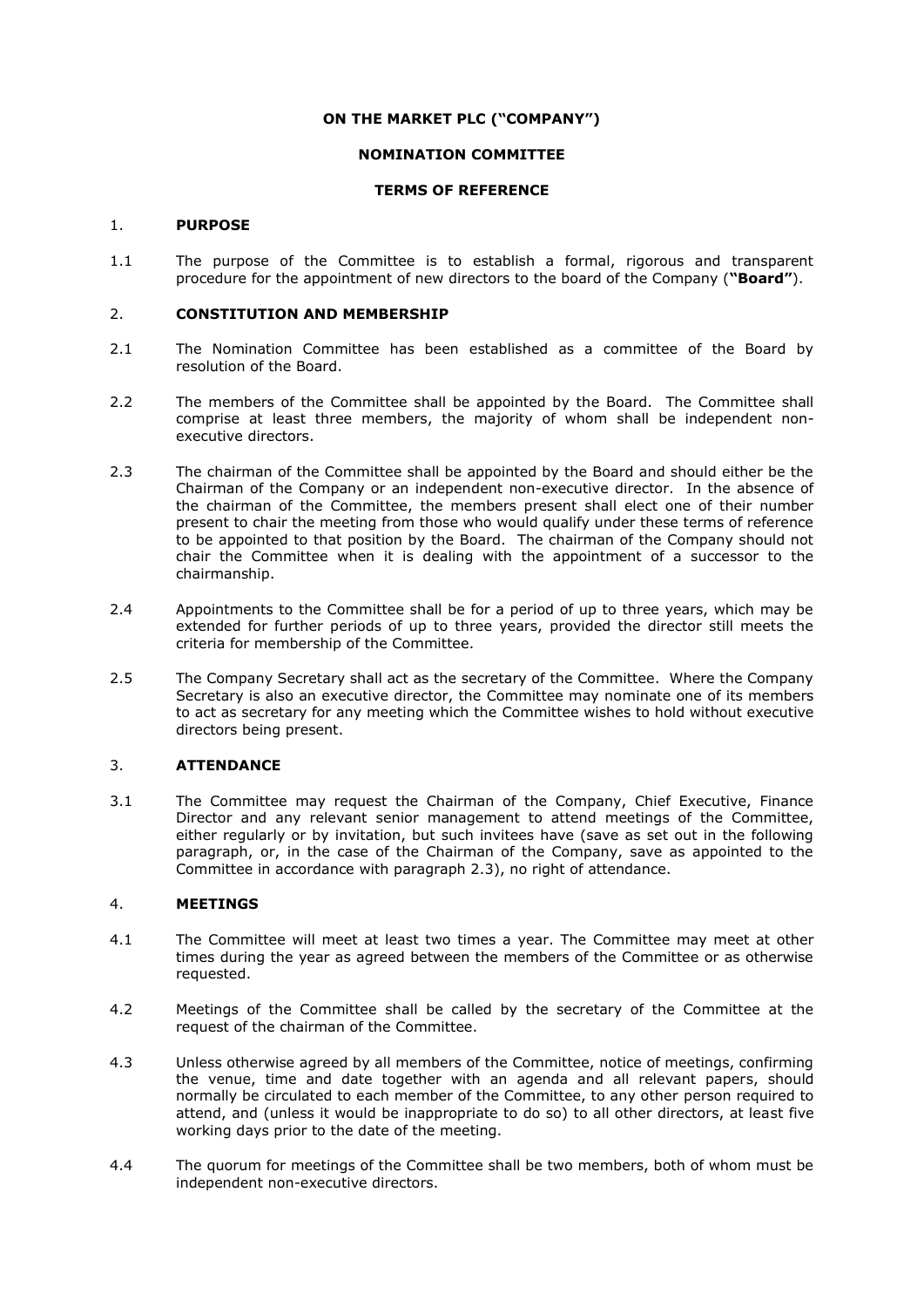**ON THE MARKET PLC ("COMPANY")**

**NOMINATION COMMITTEE**

**TERMS OF REFERENCE**

1. **PURPOSE**

1.1 The purpose of the Committee is to establish a formal, rigorous and transparent procedure for the appointment of new directors to the board of the Company (**"Board"**).

2. **CONSTITUTION AND MEMBERSHIP**

2.1 The Nomination Committee has been established as a committee of the Board by resolution of the Board.

2.2 The members of the Committee shall be appointed by the Board. The Committee shall comprise at least three members, the majority of whom shall be independent non-executive directors.

2.3 The chairman of the Committee shall be appointed by the Board and should either be the Chairman of the Company or an independent non-executive director. In the absence of the chairman of the Committee, the members present shall elect one of their number present to chair the meeting from those who would qualify under these terms of reference to be appointed to that position by the Board. The chairman of the Company should not chair the Committee when it is dealing with the appointment of a successor to the chairmanship.

2.4 Appointments to the Committee shall be for a period of up to three years, which may be extended for further periods of up to three years, provided the director still meets the criteria for membership of the Committee.

2.5 The Company Secretary shall act as the secretary of the Committee. Where the Company Secretary is also an executive director, the Committee may nominate one of its members to act as secretary for any meeting which the Committee wishes to hold without executive directors being present.

3. **ATTENDANCE**

3.1 The Committee may request the Chairman of the Company, Chief Executive, Finance Director and any relevant senior management to attend meetings of the Committee, either regularly or by invitation, but such invitees have (save as set out in the following paragraph, or, in the case of the Chairman of the Company, save as appointed to the Committee in accordance with paragraph 2.3), no right of attendance.

4. **MEETINGS**

4.1 The Committee will meet at least two times a year. The Committee may meet at other times during the year as agreed between the members of the Committee or as otherwise requested.

4.2 Meetings of the Committee shall be called by the secretary of the Committee at the request of the chairman of the Committee.

4.3 Unless otherwise agreed by all members of the Committee, notice of meetings, confirming the venue, time and date together with an agenda and all relevant papers, should normally be circulated to each member of the Committee, to any other person required to attend, and (unless it would be inappropriate to do so) to all other directors, at least five working days prior to the date of the meeting.

4.4 The quorum for meetings of the Committee shall be two members, both of whom must be independent non-executive directors.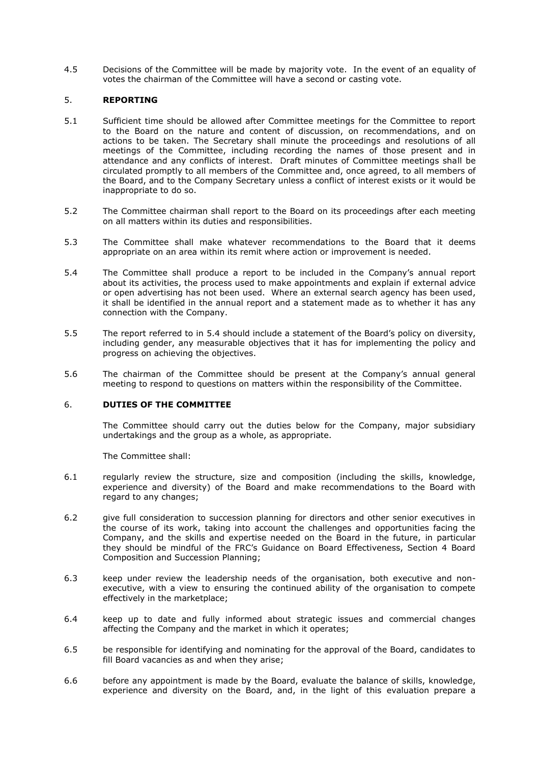4.5 Decisions of the Committee will be made by majority vote. In the event of an equality of votes the chairman of the Committee will have a second or casting vote.

## 5. REPORTING

5.1 Sufficient time should be allowed after Committee meetings for the Committee to report to the Board on the nature and content of discussion, on recommendations, and on actions to be taken. The Secretary shall minute the proceedings and resolutions of all meetings of the Committee, including recording the names of those present and in attendance and any conflicts of interest. Draft minutes of Committee meetings shall be circulated promptly to all members of the Committee and, once agreed, to all members of the Board, and to the Company Secretary unless a conflict of interest exists or it would be inappropriate to do so.

5.2 The Committee chairman shall report to the Board on its proceedings after each meeting on all matters within its duties and responsibilities.

5.3 The Committee shall make whatever recommendations to the Board that it deems appropriate on an area within its remit where action or improvement is needed.

5.4 The Committee shall produce a report to be included in the Company's annual report about its activities, the process used to make appointments and explain if external advice or open advertising has not been used. Where an external search agency has been used, it shall be identified in the annual report and a statement made as to whether it has any connection with the Company.

5.5 The report referred to in 5.4 should include a statement of the Board's policy on diversity, including gender, any measurable objectives that it has for implementing the policy and progress on achieving the objectives.

5.6 The chairman of the Committee should be present at the Company's annual general meeting to respond to questions on matters within the responsibility of the Committee.

## 6. DUTIES OF THE COMMITTEE

The Committee should carry out the duties below for the Company, major subsidiary undertakings and the group as a whole, as appropriate.

The Committee shall:

6.1 regularly review the structure, size and composition (including the skills, knowledge, experience and diversity) of the Board and make recommendations to the Board with regard to any changes;

6.2 give full consideration to succession planning for directors and other senior executives in the course of its work, taking into account the challenges and opportunities facing the Company, and the skills and expertise needed on the Board in the future, in particular they should be mindful of the FRC's Guidance on Board Effectiveness, Section 4 Board Composition and Succession Planning;

6.3 keep under review the leadership needs of the organisation, both executive and non-executive, with a view to ensuring the continued ability of the organisation to compete effectively in the marketplace;

6.4 keep up to date and fully informed about strategic issues and commercial changes affecting the Company and the market in which it operates;

6.5 be responsible for identifying and nominating for the approval of the Board, candidates to fill Board vacancies as and when they arise;

6.6 before any appointment is made by the Board, evaluate the balance of skills, knowledge, experience and diversity on the Board, and, in the light of this evaluation prepare a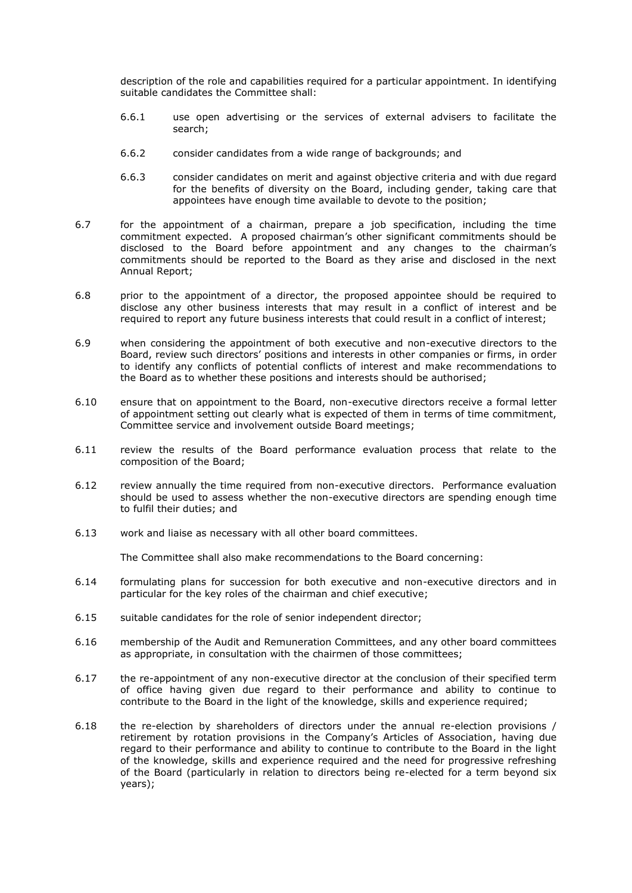description of the role and capabilities required for a particular appointment. In identifying suitable candidates the Committee shall:

6.6.1 use open advertising or the services of external advisers to facilitate the search;

6.6.2 consider candidates from a wide range of backgrounds; and

6.6.3 consider candidates on merit and against objective criteria and with due regard for the benefits of diversity on the Board, including gender, taking care that appointees have enough time available to devote to the position;

6.7 for the appointment of a chairman, prepare a job specification, including the time commitment expected. A proposed chairman's other significant commitments should be disclosed to the Board before appointment and any changes to the chairman's commitments should be reported to the Board as they arise and disclosed in the next Annual Report;

6.8 prior to the appointment of a director, the proposed appointee should be required to disclose any other business interests that may result in a conflict of interest and be required to report any future business interests that could result in a conflict of interest;

6.9 when considering the appointment of both executive and non-executive directors to the Board, review such directors' positions and interests in other companies or firms, in order to identify any conflicts of potential conflicts of interest and make recommendations to the Board as to whether these positions and interests should be authorised;

6.10 ensure that on appointment to the Board, non-executive directors receive a formal letter of appointment setting out clearly what is expected of them in terms of time commitment, Committee service and involvement outside Board meetings;

6.11 review the results of the Board performance evaluation process that relate to the composition of the Board;

6.12 review annually the time required from non-executive directors. Performance evaluation should be used to assess whether the non-executive directors are spending enough time to fulfil their duties; and

6.13 work and liaise as necessary with all other board committees.

The Committee shall also make recommendations to the Board concerning:

6.14 formulating plans for succession for both executive and non-executive directors and in particular for the key roles of the chairman and chief executive;

6.15 suitable candidates for the role of senior independent director;

6.16 membership of the Audit and Remuneration Committees, and any other board committees as appropriate, in consultation with the chairmen of those committees;

6.17 the re-appointment of any non-executive director at the conclusion of their specified term of office having given due regard to their performance and ability to continue to contribute to the Board in the light of the knowledge, skills and experience required;

6.18 the re-election by shareholders of directors under the annual re-election provisions / retirement by rotation provisions in the Company's Articles of Association, having due regard to their performance and ability to continue to contribute to the Board in the light of the knowledge, skills and experience required and the need for progressive refreshing of the Board (particularly in relation to directors being re-elected for a term beyond six years);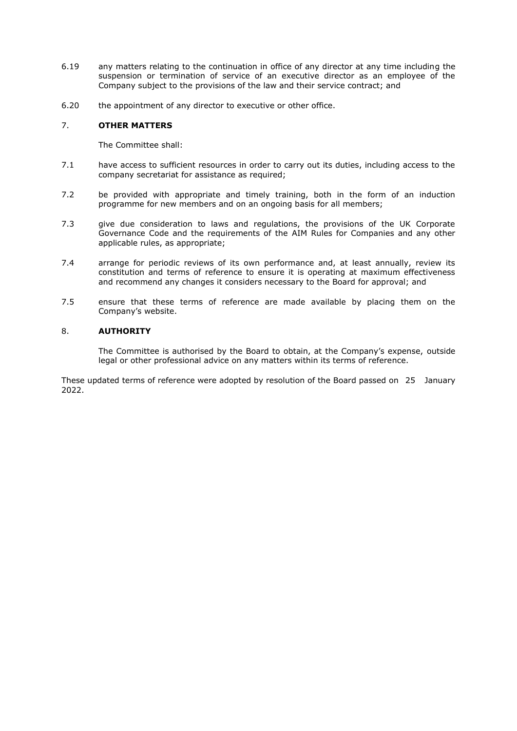6.19 any matters relating to the continuation in office of any director at any time including the suspension or termination of service of an executive director as an employee of the Company subject to the provisions of the law and their service contract; and

6.20 the appointment of any director to executive or other office.

## 7. OTHER MATTERS

The Committee shall:

7.1 have access to sufficient resources in order to carry out its duties, including access to the company secretariat for assistance as required;

7.2 be provided with appropriate and timely training, both in the form of an induction programme for new members and on an ongoing basis for all members;

7.3 give due consideration to laws and regulations, the provisions of the UK Corporate Governance Code and the requirements of the AIM Rules for Companies and any other applicable rules, as appropriate;

7.4 arrange for periodic reviews of its own performance and, at least annually, review its constitution and terms of reference to ensure it is operating at maximum effectiveness and recommend any changes it considers necessary to the Board for approval; and

7.5 ensure that these terms of reference are made available by placing them on the Company's website.

## 8. AUTHORITY

The Committee is authorised by the Board to obtain, at the Company's expense, outside legal or other professional advice on any matters within its terms of reference.

These updated terms of reference were adopted by resolution of the Board passed on 25 January 2022.